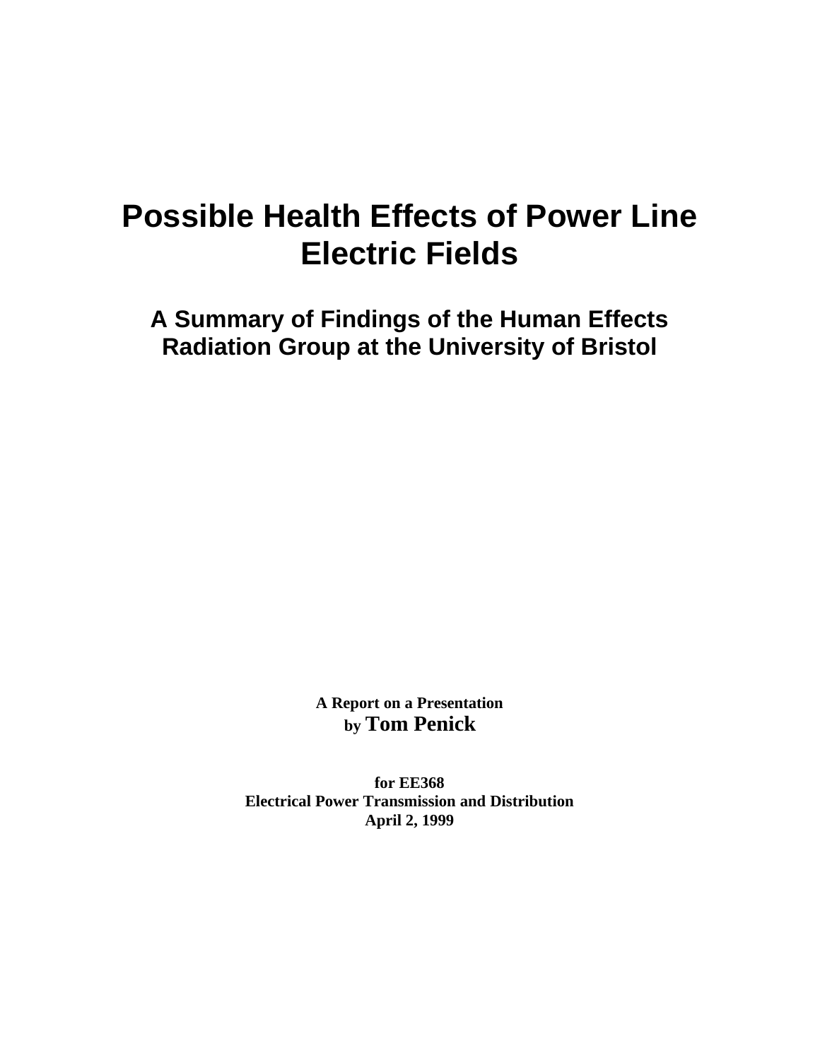# Possible Health Effects of Power Line Electric Fields

## A Summary of Findings of the Human Effects Radiation Group at the University of Bristol

**A Report on a Presentation**
**by Tom Penick**

**for EE368**
**Electrical Power Transmission and Distribution**
**April 2, 1999**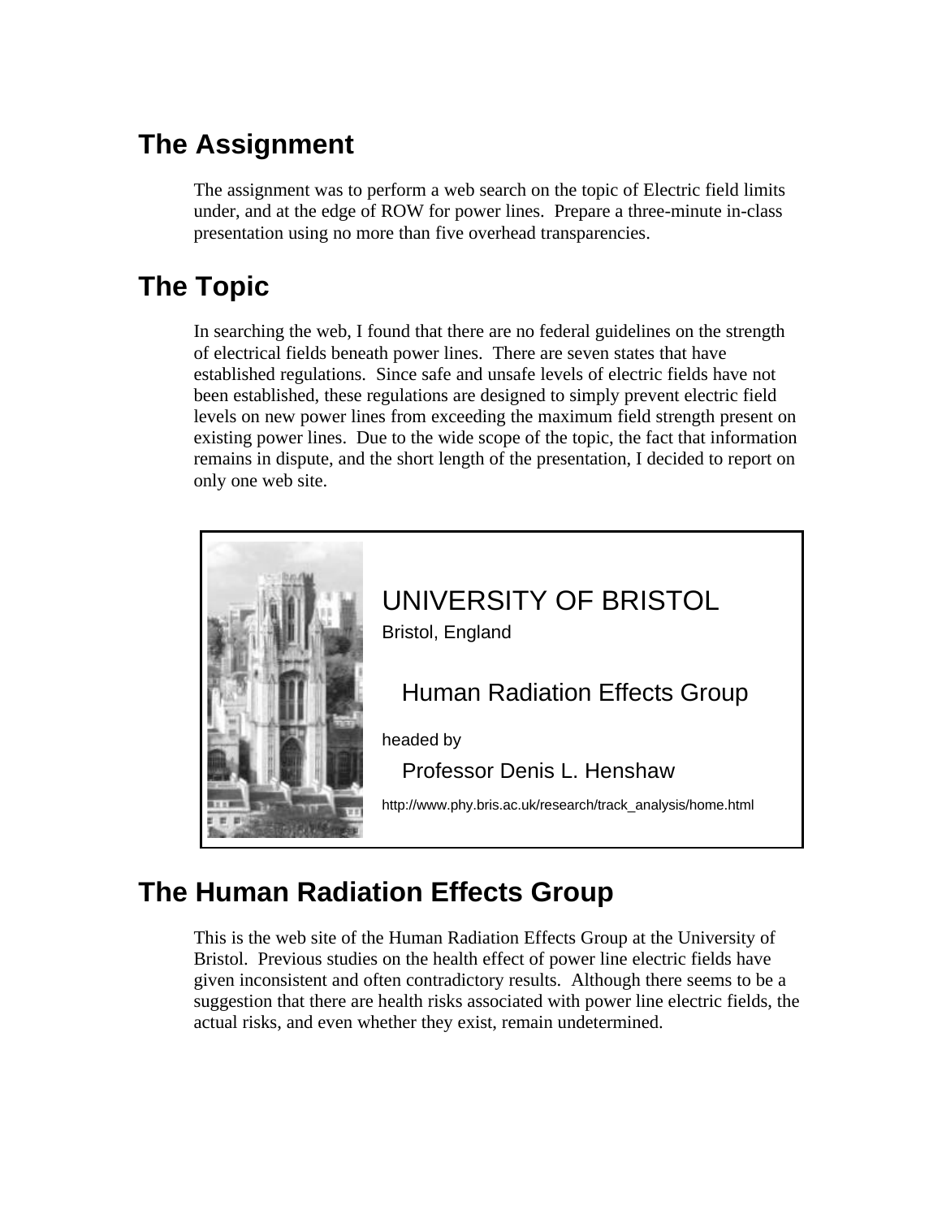## The Assignment

The assignment was to perform a web search on the topic of Electric field limits under, and at the edge of ROW for power lines. Prepare a three-minute in-class presentation using no more than five overhead transparencies.

## The Topic

In searching the web, I found that there are no federal guidelines on the strength of electrical fields beneath power lines. There are seven states that have established regulations. Since safe and unsafe levels of electric fields have not been established, these regulations are designed to simply prevent electric field levels on new power lines from exceeding the maximum field strength present on existing power lines. Due to the wide scope of the topic, the fact that information remains in dispute, and the short length of the presentation, I decided to report on only one web site.

UNIVERSITY OF BRISTOL

Bristol, England

Human Radiation Effects Group

headed by

Professor Denis L. Henshaw

http://www.phy.bris.ac.uk/research/track_analysis/home.html

## The Human Radiation Effects Group

This is the web site of the Human Radiation Effects Group at the University of Bristol. Previous studies on the health effect of power line electric fields have given inconsistent and often contradictory results. Although there seems to be a suggestion that there are health risks associated with power line electric fields, the actual risks, and even whether they exist, remain undetermined.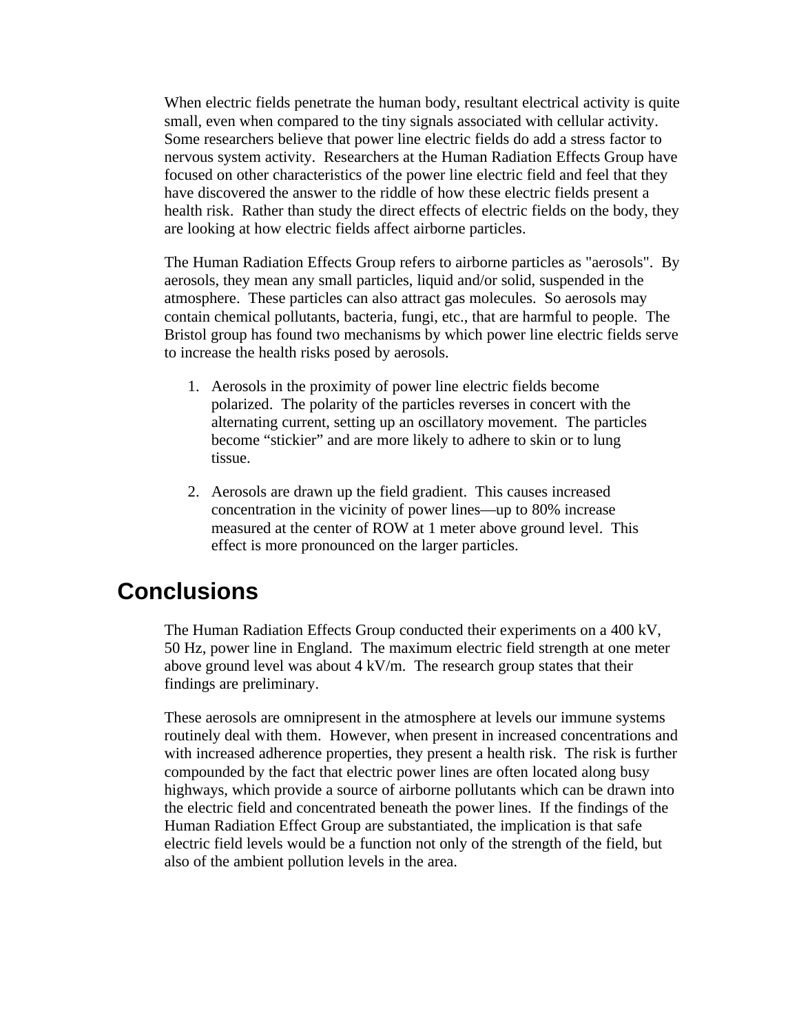When electric fields penetrate the human body, resultant electrical activity is quite small, even when compared to the tiny signals associated with cellular activity. Some researchers believe that power line electric fields do add a stress factor to nervous system activity. Researchers at the Human Radiation Effects Group have focused on other characteristics of the power line electric field and feel that they have discovered the answer to the riddle of how these electric fields present a health risk. Rather than study the direct effects of electric fields on the body, they are looking at how electric fields affect airborne particles.

The Human Radiation Effects Group refers to airborne particles as "aerosols". By aerosols, they mean any small particles, liquid and/or solid, suspended in the atmosphere. These particles can also attract gas molecules. So aerosols may contain chemical pollutants, bacteria, fungi, etc., that are harmful to people. The Bristol group has found two mechanisms by which power line electric fields serve to increase the health risks posed by aerosols.

1. Aerosols in the proximity of power line electric fields become polarized. The polarity of the particles reverses in concert with the alternating current, setting up an oscillatory movement. The particles become “stickier” and are more likely to adhere to skin or to lung tissue.

2. Aerosols are drawn up the field gradient. This causes increased concentration in the vicinity of power lines—up to 80% increase measured at the center of ROW at 1 meter above ground level. This effect is more pronounced on the larger particles.

# Conclusions

The Human Radiation Effects Group conducted their experiments on a 400 kV, 50 Hz, power line in England. The maximum electric field strength at one meter above ground level was about 4 kV/m. The research group states that their findings are preliminary.

These aerosols are omnipresent in the atmosphere at levels our immune systems routinely deal with them. However, when present in increased concentrations and with increased adherence properties, they present a health risk. The risk is further compounded by the fact that electric power lines are often located along busy highways, which provide a source of airborne pollutants which can be drawn into the electric field and concentrated beneath the power lines. If the findings of the Human Radiation Effect Group are substantiated, the implication is that safe electric field levels would be a function not only of the strength of the field, but also of the ambient pollution levels in the area.